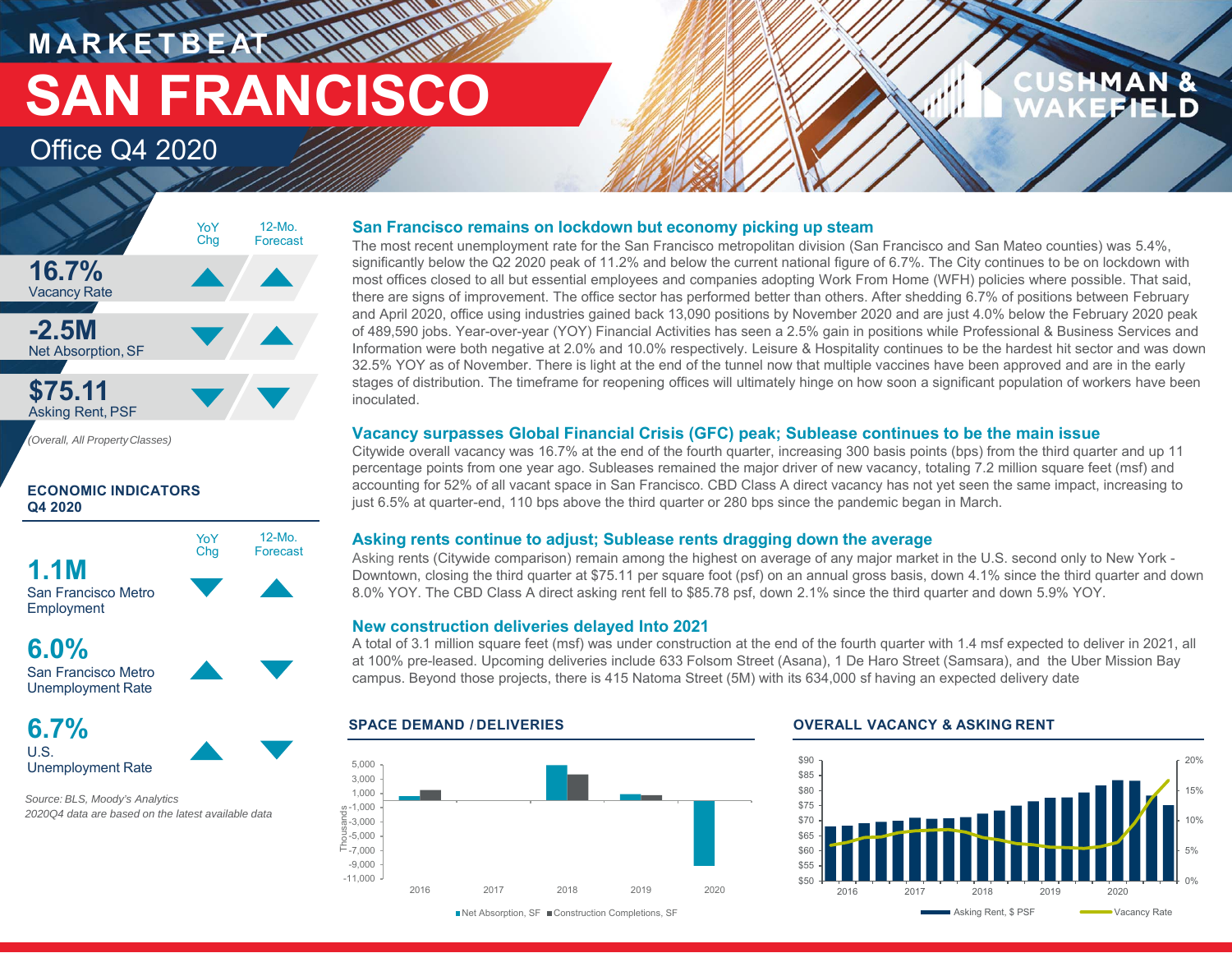# MARKETBEAT

# SAN FRANCISCO

## Office Q4 2020

| | YoY Chg | 12-Mo. Forecast |
|---|---|---|
| **16.7%** Vacancy Rate | ▲ | ▲ |
| **-2.5M** Net Absorption, SF | ▼ | ▲ |
| **$75.11** Asking Rent, PSF | ▼ | ▼ |

*(Overall, All Property Classes)*

### ECONOMIC INDICATORS Q4 2020

| | YoY Chg | 12-Mo. Forecast |
|---|---|---|
| **1.1M** San Francisco Metro Employment | ▼ | ▲ |
| **6.0%** San Francisco Metro Unemployment Rate | ▲ | ▼ |
| **6.7%** U.S. Unemployment Rate | ▲ | ▼ |

*Source: BLS, Moody's Analytics*
*2020Q4 data are based on the latest available data*

### San Francisco remains on lockdown but economy picking up steam

The most recent unemployment rate for the San Francisco metropolitan division (San Francisco and San Mateo counties) was 5.4%, significantly below the Q2 2020 peak of 11.2% and below the current national figure of 6.7%. The City continues to be on lockdown with most offices closed to all but essential employees and companies adopting Work From Home (WFH) policies where possible. That said, there are signs of improvement. The office sector has performed better than others. After shedding 6.7% of positions between February and April 2020, office using industries gained back 13,090 positions by November 2020 and are just 4.0% below the February 2020 peak of 489,590 jobs. Year-over-year (YOY) Financial Activities has seen a 2.5% gain in positions while Professional & Business Services and Information were both negative at 2.0% and 10.0% respectively. Leisure & Hospitality continues to be the hardest hit sector and was down 32.5% YOY as of November. There is light at the end of the tunnel now that multiple vaccines have been approved and are in the early stages of distribution. The timeframe for reopening offices will ultimately hinge on how soon a significant population of workers have been inoculated.

### Vacancy surpasses Global Financial Crisis (GFC) peak; Sublease continues to be the main issue

Citywide overall vacancy was 16.7% at the end of the fourth quarter, increasing 300 basis points (bps) from the third quarter and up 11 percentage points from one year ago. Subleases remained the major driver of new vacancy, totaling 7.2 million square feet (msf) and accounting for 52% of all vacant space in San Francisco. CBD Class A direct vacancy has not yet seen the same impact, increasing to just 6.5% at quarter-end, 110 bps above the third quarter or 280 bps since the pandemic began in March.

### Asking rents continue to adjust; Sublease rents dragging down the average

Asking rents (Citywide comparison) remain among the highest on average of any major market in the U.S. second only to New York - Downtown, closing the third quarter at $75.11 per square foot (psf) on an annual gross basis, down 4.1% since the third quarter and down 8.0% YOY. The CBD Class A direct asking rent fell to $85.78 psf, down 2.1% since the third quarter and down 5.9% YOY.

### New construction deliveries delayed Into 2021

A total of 3.1 million square feet (msf) was under construction at the end of the fourth quarter with 1.4 msf expected to deliver in 2021, all at 100% pre-leased. Upcoming deliveries include 633 Folsom Street (Asana), 1 De Haro Street (Samsara), and the Uber Mission Bay campus. Beyond those projects, there is 415 Natoma Street (5M) with its 634,000 sf having an expected delivery date

### SPACE DEMAND / DELIVERIES

Net Absorption, SF; Construction Completions, SF (Thousands), 2016–2020

### OVERALL VACANCY & ASKING RENT

Asking Rent, $ PSF; Vacancy Rate, 2016–2020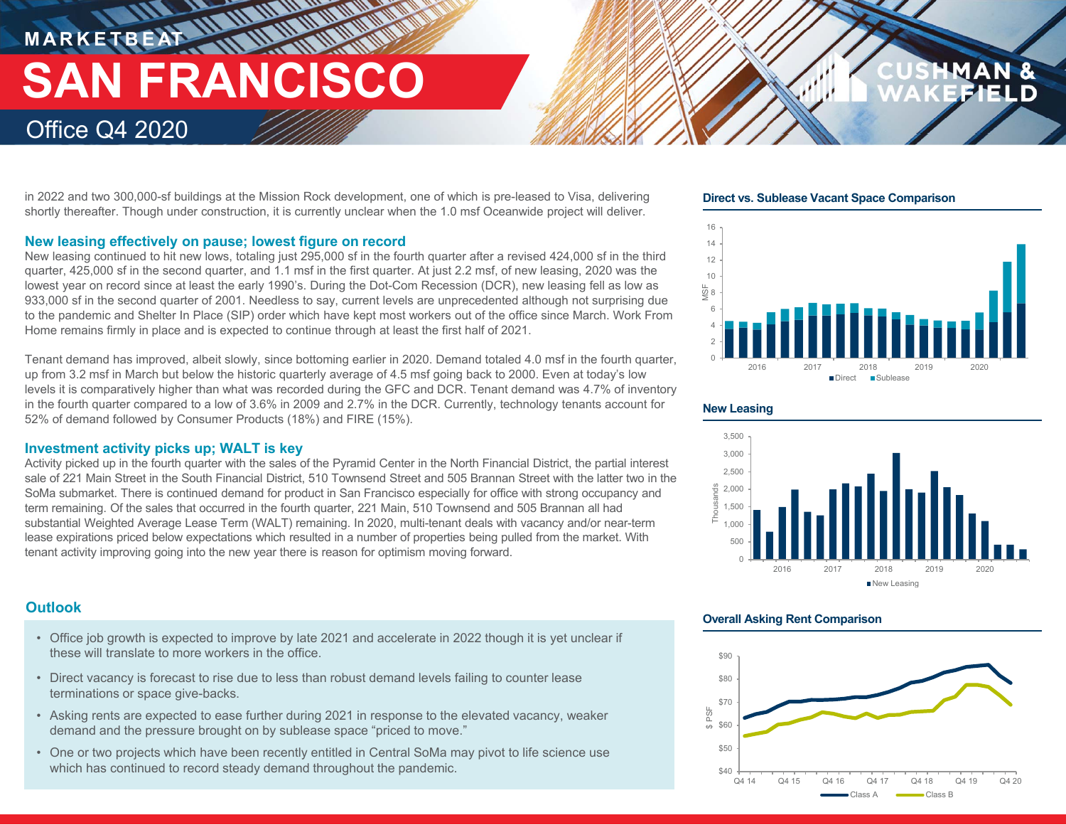in 2022 and two 300,000-sf buildings at the Mission Rock development, one of which is pre-leased to Visa, delivering shortly thereafter. Though under construction, it is currently unclear when the 1.0 msf Oceanwide project will deliver.

## New leasing effectively on pause; lowest figure on record

New leasing continued to hit new lows, totaling just 295,000 sf in the fourth quarter after a revised 424,000 sf in the third quarter, 425,000 sf in the second quarter, and 1.1 msf in the first quarter. At just 2.2 msf, of new leasing, 2020 was the lowest year on record since at least the early 1990's. During the Dot-Com Recession (DCR), new leasing fell as low as 933,000 sf in the second quarter of 2001. Needless to say, current levels are unprecedented although not surprising due to the pandemic and Shelter In Place (SIP) order which have kept most workers out of the office since March. Work From Home remains firmly in place and is expected to continue through at least the first half of 2021.

Tenant demand has improved, albeit slowly, since bottoming earlier in 2020. Demand totaled 4.0 msf in the fourth quarter, up from 3.2 msf in March but below the historic quarterly average of 4.5 msf going back to 2000. Even at today's low levels it is comparatively higher than what was recorded during the GFC and DCR. Tenant demand was 4.7% of inventory in the fourth quarter compared to a low of 3.6% in 2009 and 2.7% in the DCR. Currently, technology tenants account for 52% of demand followed by Consumer Products (18%) and FIRE (15%).

## Investment activity picks up; WALT is key

Activity picked up in the fourth quarter with the sales of the Pyramid Center in the North Financial District, the partial interest sale of 221 Main Street in the South Financial District, 510 Townsend Street and 505 Brannan Street with the latter two in the SoMa submarket. There is continued demand for product in San Francisco especially for office with strong occupancy and term remaining. Of the sales that occurred in the fourth quarter, 221 Main, 510 Townsend and 505 Brannan all had substantial Weighted Average Lease Term (WALT) remaining. In 2020, multi-tenant deals with vacancy and/or near-term lease expirations priced below expectations which resulted in a number of properties being pulled from the market. With tenant activity improving going into the new year there is reason for optimism moving forward.

## Outlook

- Office job growth is expected to improve by late 2021 and accelerate in 2022 though it is yet unclear if these will translate to more workers in the office.
- Direct vacancy is forecast to rise due to less than robust demand levels failing to counter lease terminations or space give-backs.
- Asking rents are expected to ease further during 2021 in response to the elevated vacancy, weaker demand and the pressure brought on by sublease space "priced to move."
- One or two projects which have been recently entitled in Central SoMa may pivot to life science use which has continued to record steady demand throughout the pandemic.

### Direct vs. Sublease Vacant Space Comparison

### New Leasing

### Overall Asking Rent Comparison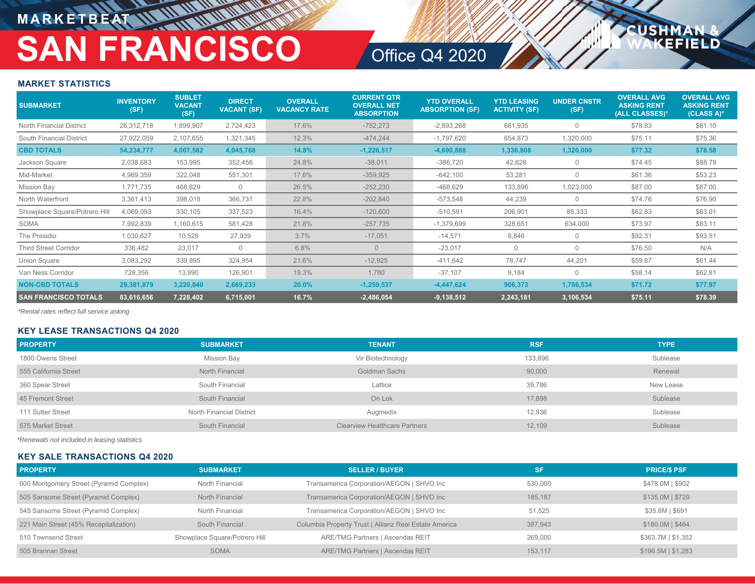# MARKETBEAT

# SAN FRANCISCO

## Office Q4 2020

### MARKET STATISTICS

| SUBMARKET | INVENTORY (SF) | SUBLET VACANT (SF) | DIRECT VACANT (SF) | OVERALL VACANCY RATE | CURRENT QTR OVERALL NET ABSORPTION | YTD OVERALL ABSORPTION (SF) | YTD LEASING ACTIVITY (SF) | UNDER CNSTR (SF) | OVERALL AVG ASKING RENT (ALL CLASSES)* | OVERALL AVG ASKING RENT (CLASS A)* |
|---|---|---|---|---|---|---|---|---|---|---|
| North Financial District | 26,312,718 | 1,899,907 | 2,724,423 | 17.6% | -752,273 | -2,893,268 | 681,935 | 0 | $78.83 | $81.10 |
| South Financial District | 27,922,059 | 2,107,655 | 1,321,345 | 12.3% | -474,244 | -1,797,620 | 654,873 | 1,320,000 | $75.11 | $75.36 |
| **CBD TOTALS** | **54,234,777** | **4,007,562** | **4,045,768** | **14.8%** | **-1,226,517** | **-4,690,888** | **1,336,808** | **1,320,000** | **$77.32** | **$78.58** |
| Jackson Square | 2,038,683 | 153,995 | 352,456 | 24.8% | -38,011 | -386,720 | 42,628 | 0 | $74.45 | $88.79 |
| Mid-Market | 4,969,359 | 322,048 | 551,301 | 17.6% | -359,925 | -642,100 | 53,281 | 0 | $61.36 | $53.23 |
| Mission Bay | 1,771,735 | 468,629 | 0 | 26.5% | -252,230 | -468,629 | 133,896 | 1,023,000 | $87.00 | $87.00 |
| North Waterfront | 3,361,413 | 398,018 | 366,731 | 22.8% | -202,840 | -573,548 | 44,239 | 0 | $74.76 | $76.90 |
| Showplace Square/Potrero Hill | 4,069,093 | 330,105 | 337,523 | 16.4% | -120,600 | -510,591 | 206,901 | 85,333 | $62.83 | $63.01 |
| SOMA | 7,992,839 | 1,160,615 | 581,428 | 21.8% | -257,735 | -1,379,699 | 328,651 | 634,000 | $73.97 | $83.11 |
| The Presidio | 1,030,627 | 10,528 | 27,939 | 3.7% | -17,051 | -14,571 | 8,846 | 0 | $92.31 | $93.51 |
| Third Street Corridor | 336,482 | 23,017 | 0 | 6.8% | 0 | -23,017 | 0 | 0 | $76.50 | N/A |
| Union Square | 3,083,292 | 339,895 | 324,954 | 21.6% | -12,925 | -411,642 | 78,747 | 44,201 | $59.87 | $61.44 |
| Van Ness Corridor | 728,356 | 13,990 | 126,901 | 19.3% | 1,780 | -37,107 | 9,184 | 0 | $58.14 | $62.81 |
| **NON-CBD TOTALS** | **29,381,879** | **3,220,840** | **2,669,233** | **20.0%** | **-1,259,537** | **-4,447,624** | **906,373** | **1,786,534** | **$71.72** | **$77.97** |
| **SAN FRANCISCO TOTALS** | **83,616,656** | **7,228,402** | **6,715,001** | **16.7%** | **-2,486,054** | **-9,138,512** | **2,243,181** | **3,106,534** | **$75.11** | **$78.39** |

*Rental rates reflect full service asking

### KEY LEASE TRANSACTIONS Q4 2020

| PROPERTY | SUBMARKET | TENANT | RSF | TYPE |
|---|---|---|---|---|
| 1800 Owens Street | Mission Bay | Vir Biotechnology | 133,896 | Sublease |
| 555 California Street | North Financial | Goldman Sachs | 90,000 | Renewal |
| 360 Spear Street | South Financial | Lattice | 39,786 | New Lease |
| 45 Fremont Street | South Financial | On Lok | 17,898 | Sublease |
| 111 Sutter Street | North Financial District | Augmedix | 12,936 | Sublease |
| 575 Market Street | South Financial | Clearview Healthcare Partners | 12,109 | Sublease |

*Renewals not included in leasing statistics

### KEY SALE TRANSACTIONS Q4 2020

| PROPERTY | SUBMARKET | SELLER / BUYER | SF | PRICE/$ PSF |
|---|---|---|---|---|
| 600 Montgomery Street (Pyramid Complex) | North Financial | Transamerica Corporation/AEGON \| SHVO Inc | 530,000 | $478.0M \| $902 |
| 505 Sansome Street (Pyramid Complex) | North Financial | Transamerica Corporation/AEGON \| SHVO Inc | 185,187 | $135.0M \| $729 |
| 545 Sansome Street (Pyramid Complex) | North Financial | Transamerica Corporation/AEGON \| SHVO Inc | 51,525 | $35.6M \| $691 |
| 221 Main Street (45% Recapitalization) | South Financial | Columbia Property Trust \| Allianz Real Estate America | 387,943 | $180.0M \| $464 |
| 510 Townsend Street | Showplace Square/Potrero Hill | ARE/TMG Partners \| Ascendas REIT | 269,000 | $363.7M \| $1,352 |
| 505 Brannan Street | SOMA | ARE/TMG Partners \| Ascendas REIT | 153,117 | $196.5M \| $1,283 |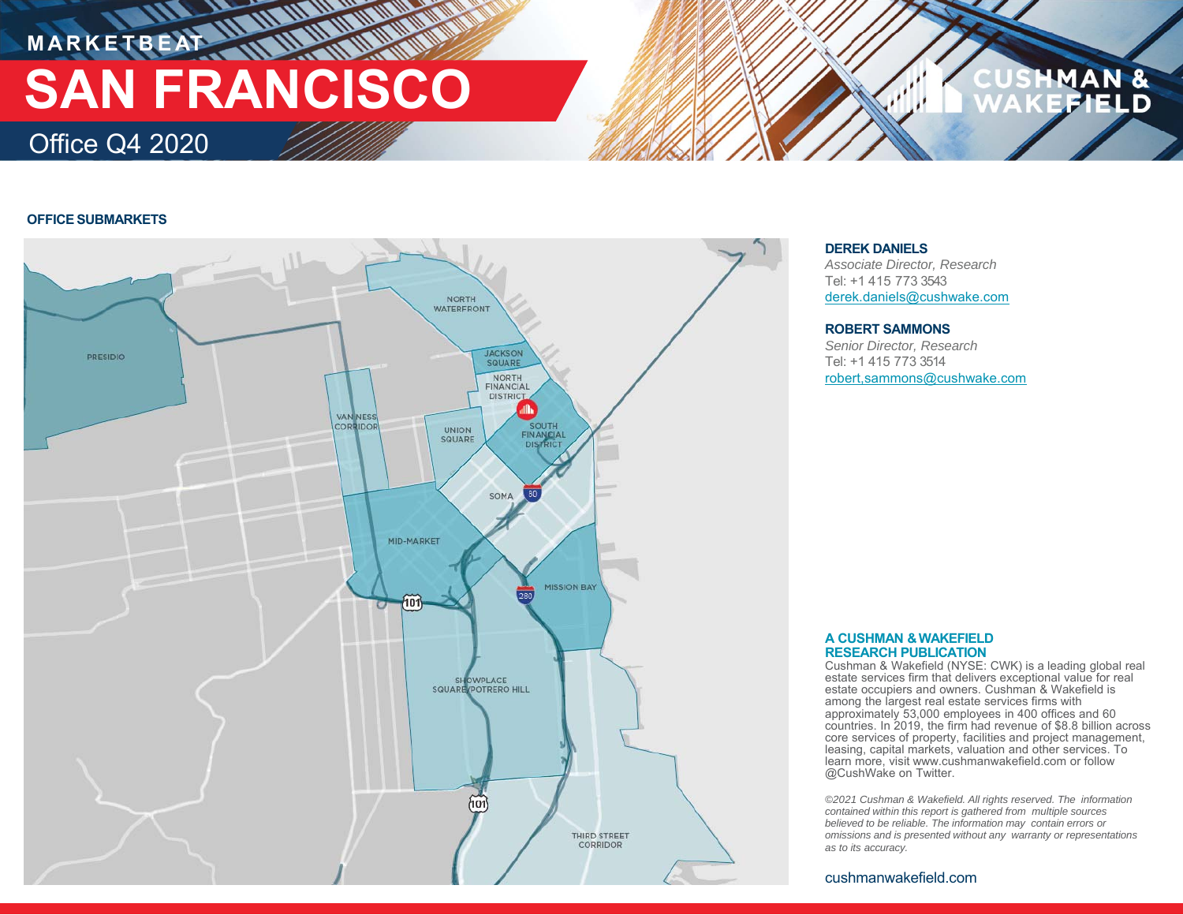# MARKETBEAT

# SAN FRANCISCO

## Office Q4 2020

### OFFICE SUBMARKETS

NORTH WATERFRONT
PRESIDIO
JACKSON SQUARE
NORTH FINANCIAL DISTRICT
VAN NESS CORRIDOR
UNION SQUARE
SOUTH FINANCIAL DISTRICT
SOMA
80
MID-MARKET
MISSION BAY
280
101
SHOWPLACE SQUARE/POTRERO HILL
101
THIRD STREET CORRIDOR

**DEREK DANIELS**
*Associate Director, Research*
Tel: +1 415 773 3543
derek.daniels@cushwake.com

**ROBERT SAMMONS**
*Senior Director, Research*
Tel: +1 415 773 3514
robert,sammons@cushwake.com

**A CUSHMAN & WAKEFIELD RESEARCH PUBLICATION**

Cushman & Wakefield (NYSE: CWK) is a leading global real estate services firm that delivers exceptional value for real estate occupiers and owners. Cushman & Wakefield is among the largest real estate services firms with approximately 53,000 employees in 400 offices and 60 countries. In 2019, the firm had revenue of $8.8 billion across core services of property, facilities and project management, leasing, capital markets, valuation and other services. To learn more, visit www.cushmanwakefield.com or follow @CushWake on Twitter.

*©2021 Cushman & Wakefield. All rights reserved. The information contained within this report is gathered from multiple sources believed to be reliable. The information may contain errors or omissions and is presented without any warranty or representations as to its accuracy.*

cushmanwakefield.com